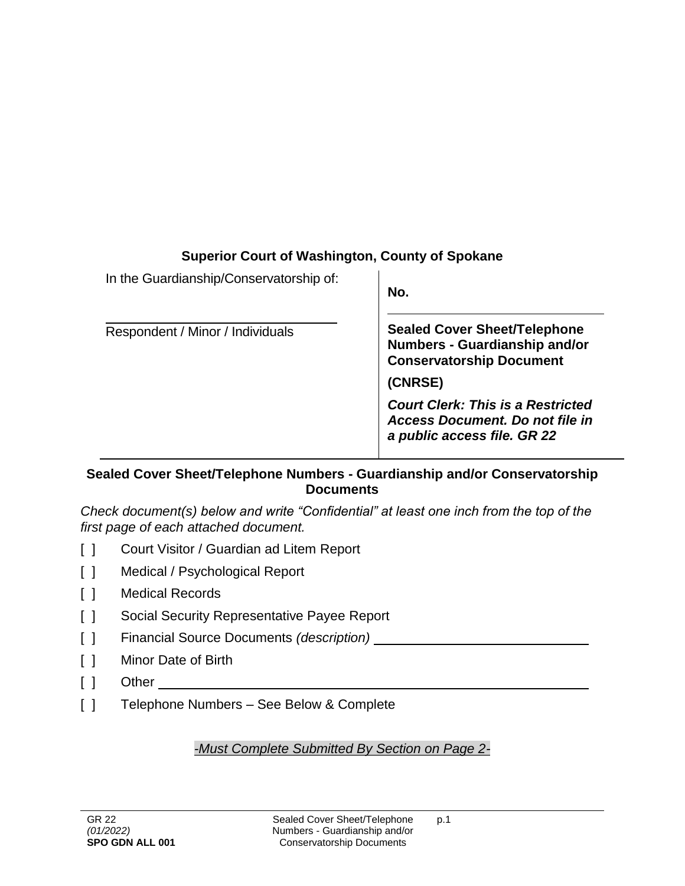**Superior Court of Washington, County of Spokane**

| In the Guardianship/Conservatorship of: | **No.** |
|---|---|
| ______________________________ | |
| Respondent / Minor / Individuals | **Sealed Cover Sheet/Telephone Numbers - Guardianship and/or Conservatorship Document** |
| | **(CNRSE)** |
| | ***Court Clerk: This is a Restricted Access Document. Do not file in a public access file. GR 22*** |

## Sealed Cover Sheet/Telephone Numbers - Guardianship and/or Conservatorship Documents

*Check document(s) below and write "Confidential" at least one inch from the top of the first page of each attached document.*

[ ] Court Visitor / Guardian ad Litem Report

[ ] Medical / Psychological Report

[ ] Medical Records

[ ] Social Security Representative Payee Report

[ ] Financial Source Documents *(description)* ______________________________

[ ] Minor Date of Birth

[ ] Other ______________________________

[ ] Telephone Numbers – See Below & Complete

*-Must Complete Submitted By Section on Page 2-*

GR 22
*(01/2022)*
**SPO GDN ALL 001**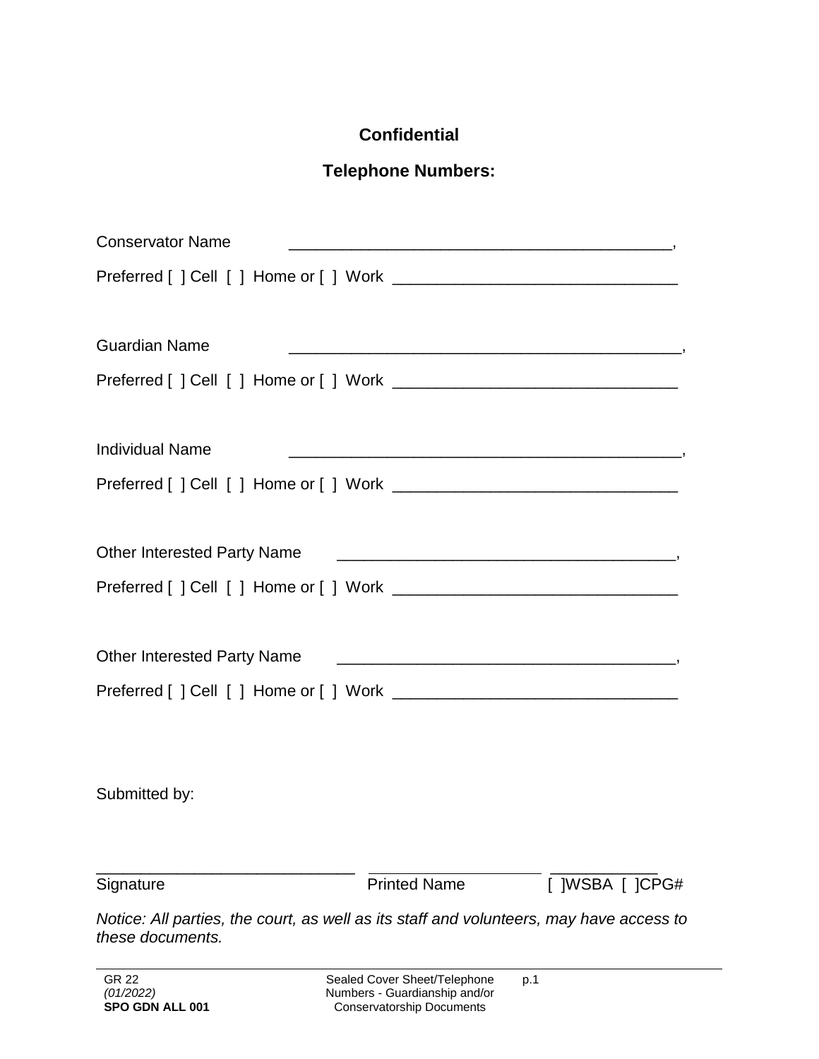**Confidential**

**Telephone Numbers:**

Conservator Name \_\_\_\_\_\_\_\_\_\_\_\_\_\_\_\_\_\_\_\_\_\_\_\_\_\_\_\_\_\_\_\_\_\_\_\_\_\_\_\_\_\_,

Preferred [ ] Cell [ ] Home or [ ] Work \_\_\_\_\_\_\_\_\_\_\_\_\_\_\_\_\_\_\_\_\_\_\_\_\_\_\_\_\_\_\_

Guardian Name \_\_\_\_\_\_\_\_\_\_\_\_\_\_\_\_\_\_\_\_\_\_\_\_\_\_\_\_\_\_\_\_\_\_\_\_\_\_\_\_\_\_,

Preferred [ ] Cell [ ] Home or [ ] Work \_\_\_\_\_\_\_\_\_\_\_\_\_\_\_\_\_\_\_\_\_\_\_\_\_\_\_\_\_\_\_

Individual Name \_\_\_\_\_\_\_\_\_\_\_\_\_\_\_\_\_\_\_\_\_\_\_\_\_\_\_\_\_\_\_\_\_\_\_\_\_\_\_\_\_\_,

Preferred [ ] Cell [ ] Home or [ ] Work \_\_\_\_\_\_\_\_\_\_\_\_\_\_\_\_\_\_\_\_\_\_\_\_\_\_\_\_\_\_\_

Other Interested Party Name \_\_\_\_\_\_\_\_\_\_\_\_\_\_\_\_\_\_\_\_\_\_\_\_\_\_\_\_\_\_\_\_\_\_\_\_\_,

Preferred [ ] Cell [ ] Home or [ ] Work \_\_\_\_\_\_\_\_\_\_\_\_\_\_\_\_\_\_\_\_\_\_\_\_\_\_\_\_\_\_\_

Other Interested Party Name \_\_\_\_\_\_\_\_\_\_\_\_\_\_\_\_\_\_\_\_\_\_\_\_\_\_\_\_\_\_\_\_\_\_\_\_\_,

Preferred [ ] Cell [ ] Home or [ ] Work \_\_\_\_\_\_\_\_\_\_\_\_\_\_\_\_\_\_\_\_\_\_\_\_\_\_\_\_\_\_\_

Submitted by:

\_\_\_\_\_\_\_\_\_\_\_\_\_\_\_\_\_\_\_\_\_\_\_\_\_\_\_\_\_ \_\_\_\_\_\_\_\_\_\_\_\_\_\_\_\_\_\_\_ \_\_\_\_\_\_\_\_\_\_\_\_
Signature Printed Name [ ]WSBA [ ]CPG#

*Notice: All parties, the court, as well as its staff and volunteers, may have access to these documents.*

GR 22
*(01/2022)*
**SPO GDN ALL 001**

Sealed Cover Sheet/Telephone Numbers - Guardianship and/or Conservatorship Documents